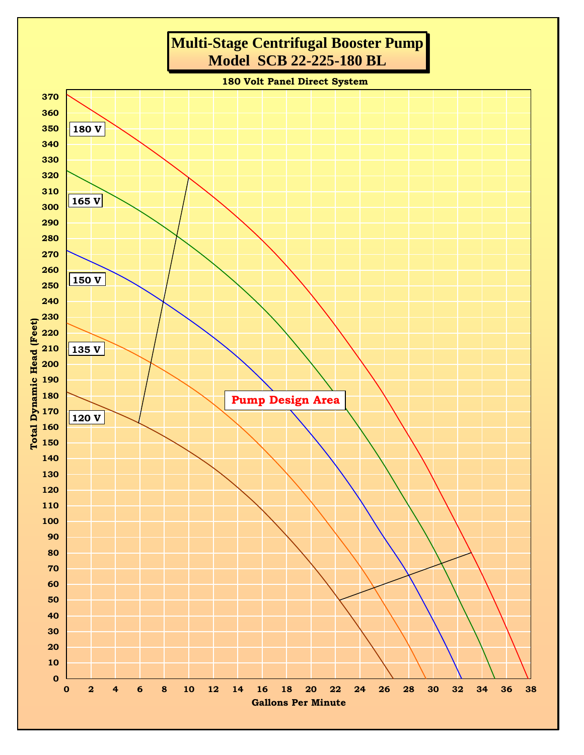# Multi-Stage Centrifugal Booster Pump
## Model SCB 22-225-180 BL

**180 Volt Panel Direct System**

180 V

165 V

150 V

135 V

120 V

Pump Design Area

Total Dynamic Head (Feet)

Gallons Per Minute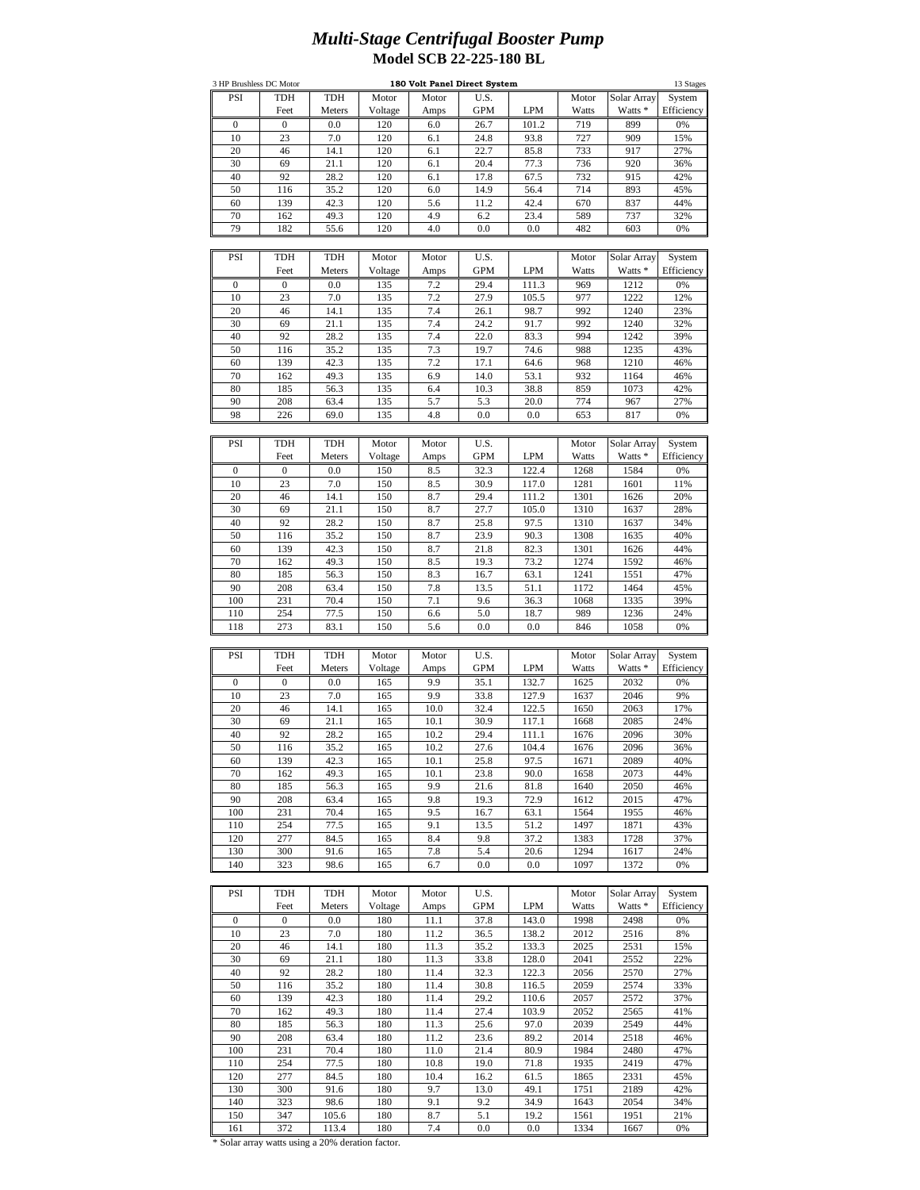# *Multi-Stage Centrifugal Booster Pump*

**Model SCB 22-225-180 BL**

3 HP Brushless DC Motor — **180 Volt Panel Direct System** — 13 Stages

| PSI | TDH Feet | TDH Meters | Motor Voltage | Motor Amps | U.S. GPM | LPM | Motor Watts | Solar Array Watts * | System Efficiency |
|---|---|---|---|---|---|---|---|---|---|
| 0 | 0 | 0.0 | 120 | 6.0 | 26.7 | 101.2 | 719 | 899 | 0% |
| 10 | 23 | 7.0 | 120 | 6.1 | 24.8 | 93.8 | 727 | 909 | 15% |
| 20 | 46 | 14.1 | 120 | 6.1 | 22.7 | 85.8 | 733 | 917 | 27% |
| 30 | 69 | 21.1 | 120 | 6.1 | 20.4 | 77.3 | 736 | 920 | 36% |
| 40 | 92 | 28.2 | 120 | 6.1 | 17.8 | 67.5 | 732 | 915 | 42% |
| 50 | 116 | 35.2 | 120 | 6.0 | 14.9 | 56.4 | 714 | 893 | 45% |
| 60 | 139 | 42.3 | 120 | 5.6 | 11.2 | 42.4 | 670 | 837 | 44% |
| 70 | 162 | 49.3 | 120 | 4.9 | 6.2 | 23.4 | 589 | 737 | 32% |
| 79 | 182 | 55.6 | 120 | 4.0 | 0.0 | 0.0 | 482 | 603 | 0% |

| PSI | TDH Feet | TDH Meters | Motor Voltage | Motor Amps | U.S. GPM | LPM | Motor Watts | Solar Array Watts * | System Efficiency |
|---|---|---|---|---|---|---|---|---|---|
| 0 | 0 | 0.0 | 135 | 7.2 | 29.4 | 111.3 | 969 | 1212 | 0% |
| 10 | 23 | 7.0 | 135 | 7.2 | 27.9 | 105.5 | 977 | 1222 | 12% |
| 20 | 46 | 14.1 | 135 | 7.4 | 26.1 | 98.7 | 992 | 1240 | 23% |
| 30 | 69 | 21.1 | 135 | 7.4 | 24.2 | 91.7 | 992 | 1240 | 32% |
| 40 | 92 | 28.2 | 135 | 7.4 | 22.0 | 83.3 | 994 | 1242 | 39% |
| 50 | 116 | 35.2 | 135 | 7.3 | 19.7 | 74.6 | 988 | 1235 | 43% |
| 60 | 139 | 42.3 | 135 | 7.2 | 17.1 | 64.6 | 968 | 1210 | 46% |
| 70 | 162 | 49.3 | 135 | 6.9 | 14.0 | 53.1 | 932 | 1164 | 46% |
| 80 | 185 | 56.3 | 135 | 6.4 | 10.3 | 38.8 | 859 | 1073 | 42% |
| 90 | 208 | 63.4 | 135 | 5.7 | 5.3 | 20.0 | 774 | 967 | 27% |
| 98 | 226 | 69.0 | 135 | 4.8 | 0.0 | 0.0 | 653 | 817 | 0% |

| PSI | TDH Feet | TDH Meters | Motor Voltage | Motor Amps | U.S. GPM | LPM | Motor Watts | Solar Array Watts * | System Efficiency |
|---|---|---|---|---|---|---|---|---|---|
| 0 | 0 | 0.0 | 150 | 8.5 | 32.3 | 122.4 | 1268 | 1584 | 0% |
| 10 | 23 | 7.0 | 150 | 8.5 | 30.9 | 117.0 | 1281 | 1601 | 11% |
| 20 | 46 | 14.1 | 150 | 8.7 | 29.4 | 111.2 | 1301 | 1626 | 20% |
| 30 | 69 | 21.1 | 150 | 8.7 | 27.7 | 105.0 | 1310 | 1637 | 28% |
| 40 | 92 | 28.2 | 150 | 8.7 | 25.8 | 97.5 | 1310 | 1637 | 34% |
| 50 | 116 | 35.2 | 150 | 8.7 | 23.9 | 90.3 | 1308 | 1635 | 40% |
| 60 | 139 | 42.3 | 150 | 8.7 | 21.8 | 82.3 | 1301 | 1626 | 44% |
| 70 | 162 | 49.3 | 150 | 8.5 | 19.3 | 73.2 | 1274 | 1592 | 46% |
| 80 | 185 | 56.3 | 150 | 8.3 | 16.7 | 63.1 | 1241 | 1551 | 47% |
| 90 | 208 | 63.4 | 150 | 7.8 | 13.5 | 51.1 | 1172 | 1464 | 45% |
| 100 | 231 | 70.4 | 150 | 7.1 | 9.6 | 36.3 | 1068 | 1335 | 39% |
| 110 | 254 | 77.5 | 150 | 6.6 | 5.0 | 18.7 | 989 | 1236 | 24% |
| 118 | 273 | 83.1 | 150 | 5.6 | 0.0 | 0.0 | 846 | 1058 | 0% |

| PSI | TDH Feet | TDH Meters | Motor Voltage | Motor Amps | U.S. GPM | LPM | Motor Watts | Solar Array Watts * | System Efficiency |
|---|---|---|---|---|---|---|---|---|---|
| 0 | 0 | 0.0 | 165 | 9.9 | 35.1 | 132.7 | 1625 | 2032 | 0% |
| 10 | 23 | 7.0 | 165 | 9.9 | 33.8 | 127.9 | 1637 | 2046 | 9% |
| 20 | 46 | 14.1 | 165 | 10.0 | 32.4 | 122.5 | 1650 | 2063 | 17% |
| 30 | 69 | 21.1 | 165 | 10.1 | 30.9 | 117.1 | 1668 | 2085 | 24% |
| 40 | 92 | 28.2 | 165 | 10.2 | 29.4 | 111.1 | 1676 | 2096 | 30% |
| 50 | 116 | 35.2 | 165 | 10.2 | 27.6 | 104.4 | 1676 | 2096 | 36% |
| 60 | 139 | 42.3 | 165 | 10.1 | 25.8 | 97.5 | 1671 | 2089 | 40% |
| 70 | 162 | 49.3 | 165 | 10.1 | 23.8 | 90.0 | 1658 | 2073 | 44% |
| 80 | 185 | 56.3 | 165 | 9.9 | 21.6 | 81.8 | 1640 | 2050 | 46% |
| 90 | 208 | 63.4 | 165 | 9.8 | 19.3 | 72.9 | 1612 | 2015 | 47% |
| 100 | 231 | 70.4 | 165 | 9.5 | 16.7 | 63.1 | 1564 | 1955 | 46% |
| 110 | 254 | 77.5 | 165 | 9.1 | 13.5 | 51.2 | 1497 | 1871 | 43% |
| 120 | 277 | 84.5 | 165 | 8.4 | 9.8 | 37.2 | 1383 | 1728 | 37% |
| 130 | 300 | 91.6 | 165 | 7.8 | 5.4 | 20.6 | 1294 | 1617 | 24% |
| 140 | 323 | 98.6 | 165 | 6.7 | 0.0 | 0.0 | 1097 | 1372 | 0% |

| PSI | TDH Feet | TDH Meters | Motor Voltage | Motor Amps | U.S. GPM | LPM | Motor Watts | Solar Array Watts * | System Efficiency |
|---|---|---|---|---|---|---|---|---|---|
| 0 | 0 | 0.0 | 180 | 11.1 | 37.8 | 143.0 | 1998 | 2498 | 0% |
| 10 | 23 | 7.0 | 180 | 11.2 | 36.5 | 138.2 | 2012 | 2516 | 8% |
| 20 | 46 | 14.1 | 180 | 11.3 | 35.2 | 133.3 | 2025 | 2531 | 15% |
| 30 | 69 | 21.1 | 180 | 11.3 | 33.8 | 128.0 | 2041 | 2552 | 22% |
| 40 | 92 | 28.2 | 180 | 11.4 | 32.3 | 122.3 | 2056 | 2570 | 27% |
| 50 | 116 | 35.2 | 180 | 11.4 | 30.8 | 116.5 | 2059 | 2574 | 33% |
| 60 | 139 | 42.3 | 180 | 11.4 | 29.2 | 110.6 | 2057 | 2572 | 37% |
| 70 | 162 | 49.3 | 180 | 11.4 | 27.4 | 103.9 | 2052 | 2565 | 41% |
| 80 | 185 | 56.3 | 180 | 11.3 | 25.6 | 97.0 | 2039 | 2549 | 44% |
| 90 | 208 | 63.4 | 180 | 11.2 | 23.6 | 89.2 | 2014 | 2518 | 46% |
| 100 | 231 | 70.4 | 180 | 11.0 | 21.4 | 80.9 | 1984 | 2480 | 47% |
| 110 | 254 | 77.5 | 180 | 10.8 | 19.0 | 71.8 | 1935 | 2419 | 47% |
| 120 | 277 | 84.5 | 180 | 10.4 | 16.2 | 61.5 | 1865 | 2331 | 45% |
| 130 | 300 | 91.6 | 180 | 9.7 | 13.0 | 49.1 | 1751 | 2189 | 42% |
| 140 | 323 | 98.6 | 180 | 9.1 | 9.2 | 34.9 | 1643 | 2054 | 34% |
| 150 | 347 | 105.6 | 180 | 8.7 | 5.1 | 19.2 | 1561 | 1951 | 21% |
| 161 | 372 | 113.4 | 180 | 7.4 | 0.0 | 0.0 | 1334 | 1667 | 0% |

* Solar array watts using a 20% deration factor.